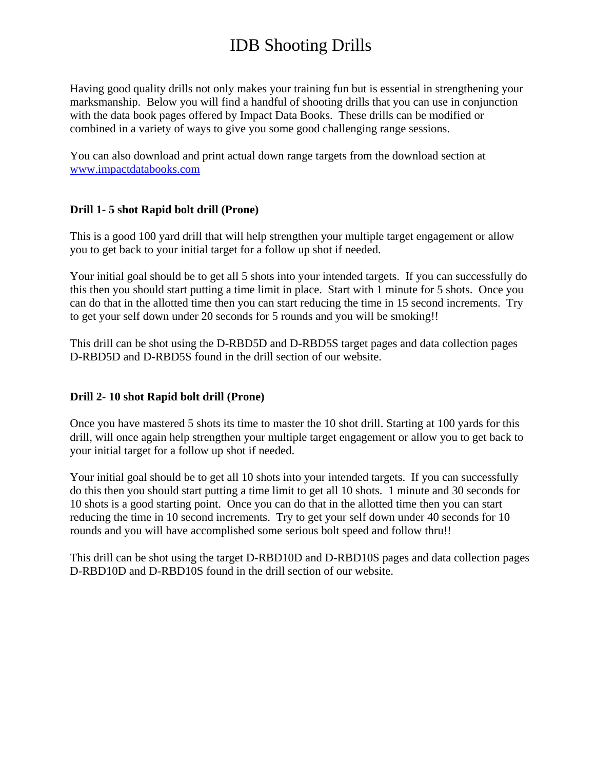# IDB Shooting Drills

Having good quality drills not only makes your training fun but is essential in strengthening your marksmanship. Below you will find a handful of shooting drills that you can use in conjunction with the data book pages offered by Impact Data Books. These drills can be modified or combined in a variety of ways to give you some good challenging range sessions.

You can also download and print actual down range targets from the download section at www.impactdatabooks.com

### Drill 1- 5 shot Rapid bolt drill (Prone)

This is a good 100 yard drill that will help strengthen your multiple target engagement or allow you to get back to your initial target for a follow up shot if needed.

Your initial goal should be to get all 5 shots into your intended targets. If you can successfully do this then you should start putting a time limit in place. Start with 1 minute for 5 shots. Once you can do that in the allotted time then you can start reducing the time in 15 second increments. Try to get your self down under 20 seconds for 5 rounds and you will be smoking!!

This drill can be shot using the D-RBD5D and D-RBD5S target pages and data collection pages D-RBD5D and D-RBD5S found in the drill section of our website.

### Drill 2- 10 shot Rapid bolt drill (Prone)

Once you have mastered 5 shots its time to master the 10 shot drill. Starting at 100 yards for this drill, will once again help strengthen your multiple target engagement or allow you to get back to your initial target for a follow up shot if needed.

Your initial goal should be to get all 10 shots into your intended targets. If you can successfully do this then you should start putting a time limit to get all 10 shots. 1 minute and 30 seconds for 10 shots is a good starting point. Once you can do that in the allotted time then you can start reducing the time in 10 second increments. Try to get your self down under 40 seconds for 10 rounds and you will have accomplished some serious bolt speed and follow thru!!

This drill can be shot using the target D-RBD10D and D-RBD10S pages and data collection pages D-RBD10D and D-RBD10S found in the drill section of our website.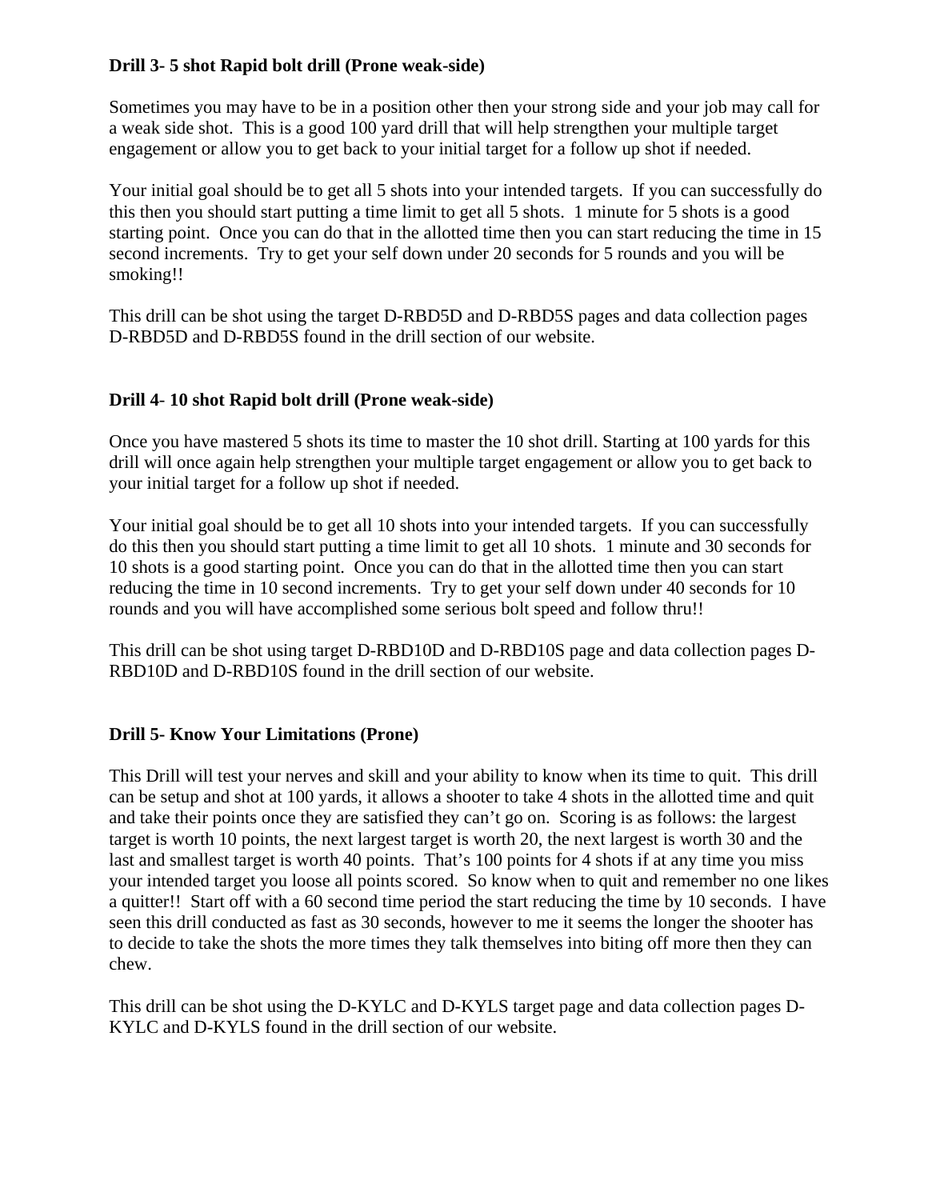**Drill 3- 5 shot Rapid bolt drill (Prone weak-side)**

Sometimes you may have to be in a position other then your strong side and your job may call for a weak side shot. This is a good 100 yard drill that will help strengthen your multiple target engagement or allow you to get back to your initial target for a follow up shot if needed.

Your initial goal should be to get all 5 shots into your intended targets. If you can successfully do this then you should start putting a time limit to get all 5 shots. 1 minute for 5 shots is a good starting point. Once you can do that in the allotted time then you can start reducing the time in 15 second increments. Try to get your self down under 20 seconds for 5 rounds and you will be smoking!!

This drill can be shot using the target D-RBD5D and D-RBD5S pages and data collection pages D-RBD5D and D-RBD5S found in the drill section of our website.

**Drill 4- 10 shot Rapid bolt drill (Prone weak-side)**

Once you have mastered 5 shots its time to master the 10 shot drill. Starting at 100 yards for this drill will once again help strengthen your multiple target engagement or allow you to get back to your initial target for a follow up shot if needed.

Your initial goal should be to get all 10 shots into your intended targets. If you can successfully do this then you should start putting a time limit to get all 10 shots. 1 minute and 30 seconds for 10 shots is a good starting point. Once you can do that in the allotted time then you can start reducing the time in 10 second increments. Try to get your self down under 40 seconds for 10 rounds and you will have accomplished some serious bolt speed and follow thru!!

This drill can be shot using target D-RBD10D and D-RBD10S page and data collection pages D-RBD10D and D-RBD10S found in the drill section of our website.

**Drill 5- Know Your Limitations (Prone)**

This Drill will test your nerves and skill and your ability to know when its time to quit. This drill can be setup and shot at 100 yards, it allows a shooter to take 4 shots in the allotted time and quit and take their points once they are satisfied they can't go on. Scoring is as follows: the largest target is worth 10 points, the next largest target is worth 20, the next largest is worth 30 and the last and smallest target is worth 40 points. That's 100 points for 4 shots if at any time you miss your intended target you loose all points scored. So know when to quit and remember no one likes a quitter!! Start off with a 60 second time period the start reducing the time by 10 seconds. I have seen this drill conducted as fast as 30 seconds, however to me it seems the longer the shooter has to decide to take the shots the more times they talk themselves into biting off more then they can chew.

This drill can be shot using the D-KYLC and D-KYLS target page and data collection pages D-KYLC and D-KYLS found in the drill section of our website.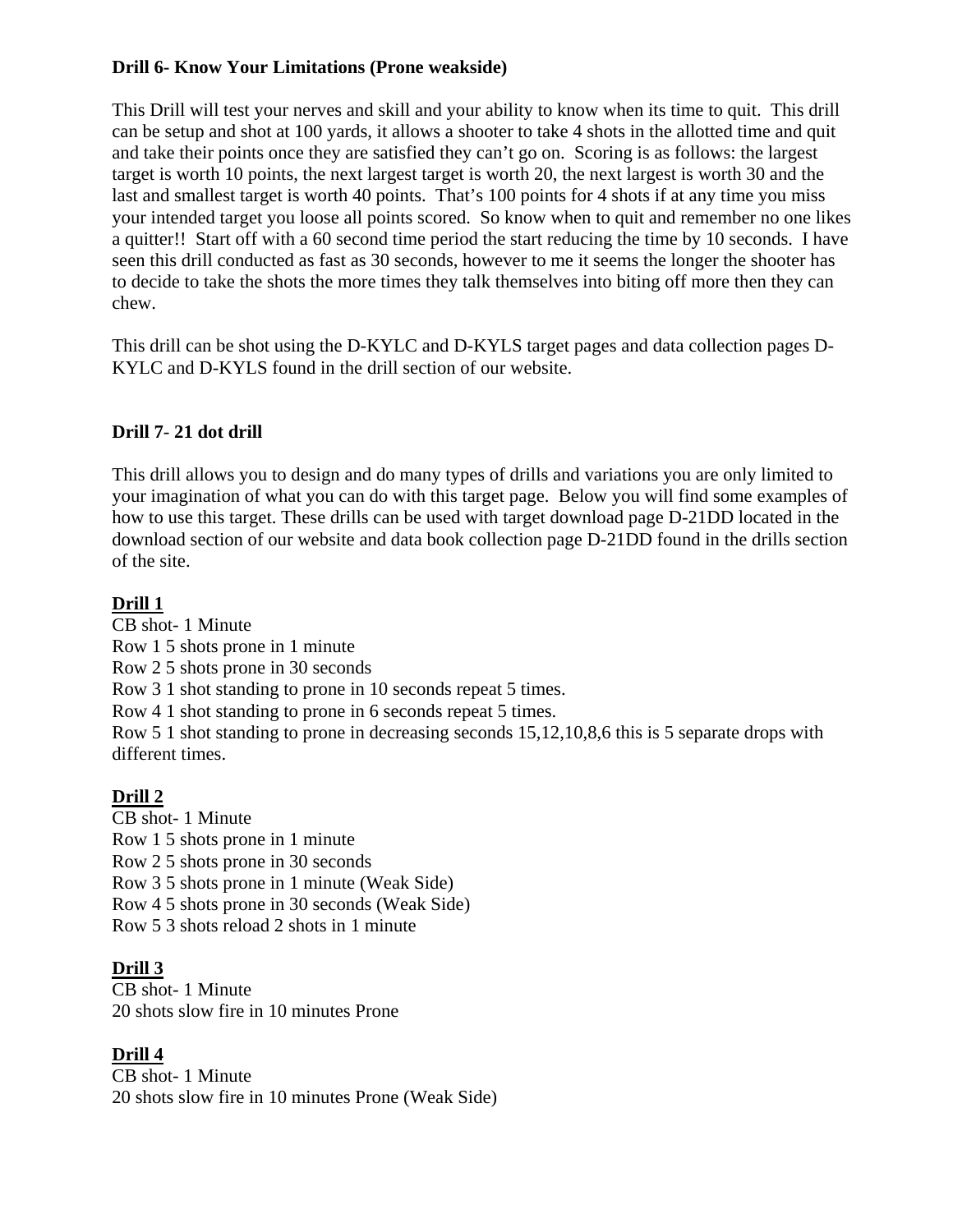**Drill 6- Know Your Limitations (Prone weakside)**

This Drill will test your nerves and skill and your ability to know when its time to quit. This drill can be setup and shot at 100 yards, it allows a shooter to take 4 shots in the allotted time and quit and take their points once they are satisfied they can't go on. Scoring is as follows: the largest target is worth 10 points, the next largest target is worth 20, the next largest is worth 30 and the last and smallest target is worth 40 points. That's 100 points for 4 shots if at any time you miss your intended target you loose all points scored. So know when to quit and remember no one likes a quitter!! Start off with a 60 second time period the start reducing the time by 10 seconds. I have seen this drill conducted as fast as 30 seconds, however to me it seems the longer the shooter has to decide to take the shots the more times they talk themselves into biting off more then they can chew.

This drill can be shot using the D-KYLC and D-KYLS target pages and data collection pages D-KYLC and D-KYLS found in the drill section of our website.

**Drill 7- 21 dot drill**

This drill allows you to design and do many types of drills and variations you are only limited to your imagination of what you can do with this target page. Below you will find some examples of how to use this target. These drills can be used with target download page D-21DD located in the download section of our website and data book collection page D-21DD found in the drills section of the site.

**Drill 1**

CB shot- 1 Minute
Row 1 5 shots prone in 1 minute
Row 2 5 shots prone in 30 seconds
Row 3 1 shot standing to prone in 10 seconds repeat 5 times.
Row 4 1 shot standing to prone in 6 seconds repeat 5 times.
Row 5 1 shot standing to prone in decreasing seconds 15,12,10,8,6 this is 5 separate drops with different times.

**Drill 2**

CB shot- 1 Minute
Row 1 5 shots prone in 1 minute
Row 2 5 shots prone in 30 seconds
Row 3 5 shots prone in 1 minute (Weak Side)
Row 4 5 shots prone in 30 seconds (Weak Side)
Row 5 3 shots reload 2 shots in 1 minute

**Drill 3**

CB shot- 1 Minute
20 shots slow fire in 10 minutes Prone

**Drill 4**

CB shot- 1 Minute
20 shots slow fire in 10 minutes Prone (Weak Side)